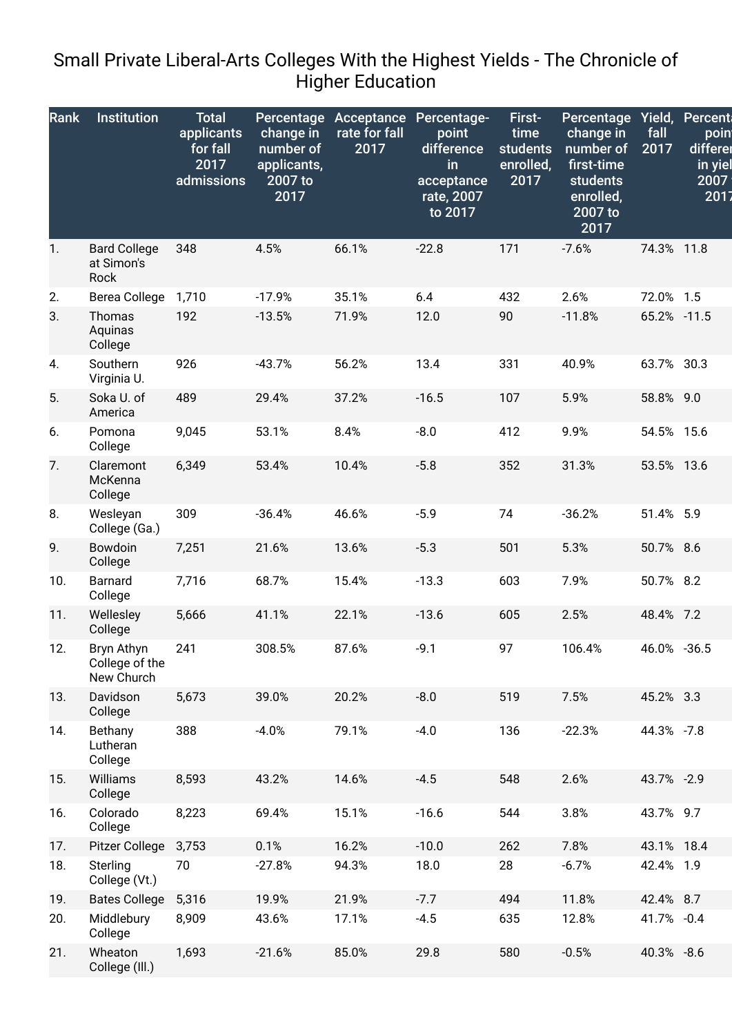# Small Private Liberal-Arts Colleges With the Highest Yields - The Chronicle of Higher Education

| Rank | Institution | Total applicants for fall 2017 admissions | Percentage change in number of applicants, 2007 to 2017 | Acceptance rate for fall 2017 | Percentage-point difference in acceptance rate, 2007 to 2017 | First-time students enrolled, 2017 | Percentage change in number of first-time students enrolled, 2007 to 2017 | Yield, fall 2017 | Percentage-point difference in yield, 2007 to 2017 |
|---|---|---|---|---|---|---|---|---|---|
| 1. | Bard College at Simon's Rock | 348 | 4.5% | 66.1% | -22.8 | 171 | -7.6% | 74.3% | 11.8 |
| 2. | Berea College | 1,710 | -17.9% | 35.1% | 6.4 | 432 | 2.6% | 72.0% | 1.5 |
| 3. | Thomas Aquinas College | 192 | -13.5% | 71.9% | 12.0 | 90 | -11.8% | 65.2% | -11.5 |
| 4. | Southern Virginia U. | 926 | -43.7% | 56.2% | 13.4 | 331 | 40.9% | 63.7% | 30.3 |
| 5. | Soka U. of America | 489 | 29.4% | 37.2% | -16.5 | 107 | 5.9% | 58.8% | 9.0 |
| 6. | Pomona College | 9,045 | 53.1% | 8.4% | -8.0 | 412 | 9.9% | 54.5% | 15.6 |
| 7. | Claremont McKenna College | 6,349 | 53.4% | 10.4% | -5.8 | 352 | 31.3% | 53.5% | 13.6 |
| 8. | Wesleyan College (Ga.) | 309 | -36.4% | 46.6% | -5.9 | 74 | -36.2% | 51.4% | 5.9 |
| 9. | Bowdoin College | 7,251 | 21.6% | 13.6% | -5.3 | 501 | 5.3% | 50.7% | 8.6 |
| 10. | Barnard College | 7,716 | 68.7% | 15.4% | -13.3 | 603 | 7.9% | 50.7% | 8.2 |
| 11. | Wellesley College | 5,666 | 41.1% | 22.1% | -13.6 | 605 | 2.5% | 48.4% | 7.2 |
| 12. | Bryn Athyn College of the New Church | 241 | 308.5% | 87.6% | -9.1 | 97 | 106.4% | 46.0% | -36.5 |
| 13. | Davidson College | 5,673 | 39.0% | 20.2% | -8.0 | 519 | 7.5% | 45.2% | 3.3 |
| 14. | Bethany Lutheran College | 388 | -4.0% | 79.1% | -4.0 | 136 | -22.3% | 44.3% | -7.8 |
| 15. | Williams College | 8,593 | 43.2% | 14.6% | -4.5 | 548 | 2.6% | 43.7% | -2.9 |
| 16. | Colorado College | 8,223 | 69.4% | 15.1% | -16.6 | 544 | 3.8% | 43.7% | 9.7 |
| 17. | Pitzer College | 3,753 | 0.1% | 16.2% | -10.0 | 262 | 7.8% | 43.1% | 18.4 |
| 18. | Sterling College (Vt.) | 70 | -27.8% | 94.3% | 18.0 | 28 | -6.7% | 42.4% | 1.9 |
| 19. | Bates College | 5,316 | 19.9% | 21.9% | -7.7 | 494 | 11.8% | 42.4% | 8.7 |
| 20. | Middlebury College | 8,909 | 43.6% | 17.1% | -4.5 | 635 | 12.8% | 41.7% | -0.4 |
| 21. | Wheaton College (Ill.) | 1,693 | -21.6% | 85.0% | 29.8 | 580 | -0.5% | 40.3% | -8.6 |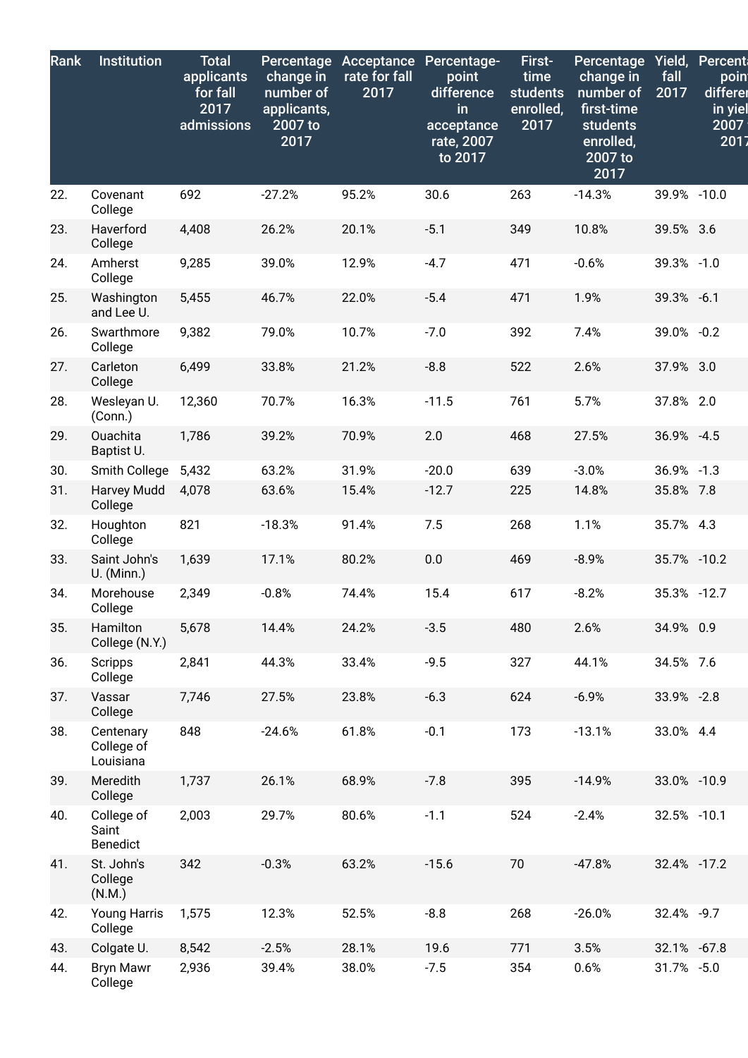| Rank | Institution | Total applicants for fall 2017 admissions | Percentage change in number of applicants, 2007 to 2017 | Acceptance rate for fall 2017 | Percentage-point difference in acceptance rate, 2007 to 2017 | First-time students enrolled, 2017 | Percentage change in number of first-time students enrolled, 2007 to 2017 | Yield, fall 2017 | Percentage-point difference in yield, 2007 to 2017 |
|---|---|---|---|---|---|---|---|---|---|
| 22. | Covenant College | 692 | -27.2% | 95.2% | 30.6 | 263 | -14.3% | 39.9% | -10.0 |
| 23. | Haverford College | 4,408 | 26.2% | 20.1% | -5.1 | 349 | 10.8% | 39.5% | 3.6 |
| 24. | Amherst College | 9,285 | 39.0% | 12.9% | -4.7 | 471 | -0.6% | 39.3% | -1.0 |
| 25. | Washington and Lee U. | 5,455 | 46.7% | 22.0% | -5.4 | 471 | 1.9% | 39.3% | -6.1 |
| 26. | Swarthmore College | 9,382 | 79.0% | 10.7% | -7.0 | 392 | 7.4% | 39.0% | -0.2 |
| 27. | Carleton College | 6,499 | 33.8% | 21.2% | -8.8 | 522 | 2.6% | 37.9% | 3.0 |
| 28. | Wesleyan U. (Conn.) | 12,360 | 70.7% | 16.3% | -11.5 | 761 | 5.7% | 37.8% | 2.0 |
| 29. | Ouachita Baptist U. | 1,786 | 39.2% | 70.9% | 2.0 | 468 | 27.5% | 36.9% | -4.5 |
| 30. | Smith College | 5,432 | 63.2% | 31.9% | -20.0 | 639 | -3.0% | 36.9% | -1.3 |
| 31. | Harvey Mudd College | 4,078 | 63.6% | 15.4% | -12.7 | 225 | 14.8% | 35.8% | 7.8 |
| 32. | Houghton College | 821 | -18.3% | 91.4% | 7.5 | 268 | 1.1% | 35.7% | 4.3 |
| 33. | Saint John's U. (Minn.) | 1,639 | 17.1% | 80.2% | 0.0 | 469 | -8.9% | 35.7% | -10.2 |
| 34. | Morehouse College | 2,349 | -0.8% | 74.4% | 15.4 | 617 | -8.2% | 35.3% | -12.7 |
| 35. | Hamilton College (N.Y.) | 5,678 | 14.4% | 24.2% | -3.5 | 480 | 2.6% | 34.9% | 0.9 |
| 36. | Scripps College | 2,841 | 44.3% | 33.4% | -9.5 | 327 | 44.1% | 34.5% | 7.6 |
| 37. | Vassar College | 7,746 | 27.5% | 23.8% | -6.3 | 624 | -6.9% | 33.9% | -2.8 |
| 38. | Centenary College of Louisiana | 848 | -24.6% | 61.8% | -0.1 | 173 | -13.1% | 33.0% | 4.4 |
| 39. | Meredith College | 1,737 | 26.1% | 68.9% | -7.8 | 395 | -14.9% | 33.0% | -10.9 |
| 40. | College of Saint Benedict | 2,003 | 29.7% | 80.6% | -1.1 | 524 | -2.4% | 32.5% | -10.1 |
| 41. | St. John's College (N.M.) | 342 | -0.3% | 63.2% | -15.6 | 70 | -47.8% | 32.4% | -17.2 |
| 42. | Young Harris College | 1,575 | 12.3% | 52.5% | -8.8 | 268 | -26.0% | 32.4% | -9.7 |
| 43. | Colgate U. | 8,542 | -2.5% | 28.1% | 19.6 | 771 | 3.5% | 32.1% | -67.8 |
| 44. | Bryn Mawr College | 2,936 | 39.4% | 38.0% | -7.5 | 354 | 0.6% | 31.7% | -5.0 |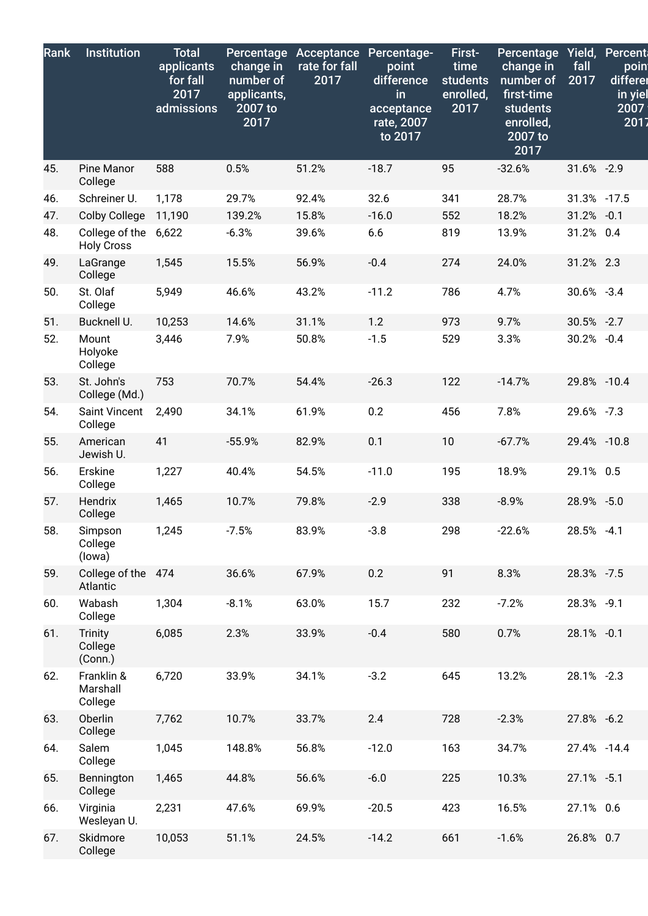| Rank | Institution | Total applicants for fall 2017 admissions | Percentage change in number of applicants, 2007 to 2017 | Acceptance rate for fall 2017 | Percentage-point difference in acceptance rate, 2007 to 2017 | First-time students enrolled, 2017 | Percentage change in number of first-time students enrolled, 2007 to 2017 | Yield, fall 2017 | Percentage-point difference in yield, 2007 to 2017 |
|---|---|---|---|---|---|---|---|---|---|
| 45. | Pine Manor College | 588 | 0.5% | 51.2% | -18.7 | 95 | -32.6% | 31.6% | -2.9 |
| 46. | Schreiner U. | 1,178 | 29.7% | 92.4% | 32.6 | 341 | 28.7% | 31.3% | -17.5 |
| 47. | Colby College | 11,190 | 139.2% | 15.8% | -16.0 | 552 | 18.2% | 31.2% | -0.1 |
| 48. | College of the Holy Cross | 6,622 | -6.3% | 39.6% | 6.6 | 819 | 13.9% | 31.2% | 0.4 |
| 49. | LaGrange College | 1,545 | 15.5% | 56.9% | -0.4 | 274 | 24.0% | 31.2% | 2.3 |
| 50. | St. Olaf College | 5,949 | 46.6% | 43.2% | -11.2 | 786 | 4.7% | 30.6% | -3.4 |
| 51. | Bucknell U. | 10,253 | 14.6% | 31.1% | 1.2 | 973 | 9.7% | 30.5% | -2.7 |
| 52. | Mount Holyoke College | 3,446 | 7.9% | 50.8% | -1.5 | 529 | 3.3% | 30.2% | -0.4 |
| 53. | St. John's College (Md.) | 753 | 70.7% | 54.4% | -26.3 | 122 | -14.7% | 29.8% | -10.4 |
| 54. | Saint Vincent College | 2,490 | 34.1% | 61.9% | 0.2 | 456 | 7.8% | 29.6% | -7.3 |
| 55. | American Jewish U. | 41 | -55.9% | 82.9% | 0.1 | 10 | -67.7% | 29.4% | -10.8 |
| 56. | Erskine College | 1,227 | 40.4% | 54.5% | -11.0 | 195 | 18.9% | 29.1% | 0.5 |
| 57. | Hendrix College | 1,465 | 10.7% | 79.8% | -2.9 | 338 | -8.9% | 28.9% | -5.0 |
| 58. | Simpson College (Iowa) | 1,245 | -7.5% | 83.9% | -3.8 | 298 | -22.6% | 28.5% | -4.1 |
| 59. | College of the Atlantic | 474 | 36.6% | 67.9% | 0.2 | 91 | 8.3% | 28.3% | -7.5 |
| 60. | Wabash College | 1,304 | -8.1% | 63.0% | 15.7 | 232 | -7.2% | 28.3% | -9.1 |
| 61. | Trinity College (Conn.) | 6,085 | 2.3% | 33.9% | -0.4 | 580 | 0.7% | 28.1% | -0.1 |
| 62. | Franklin & Marshall College | 6,720 | 33.9% | 34.1% | -3.2 | 645 | 13.2% | 28.1% | -2.3 |
| 63. | Oberlin College | 7,762 | 10.7% | 33.7% | 2.4 | 728 | -2.3% | 27.8% | -6.2 |
| 64. | Salem College | 1,045 | 148.8% | 56.8% | -12.0 | 163 | 34.7% | 27.4% | -14.4 |
| 65. | Bennington College | 1,465 | 44.8% | 56.6% | -6.0 | 225 | 10.3% | 27.1% | -5.1 |
| 66. | Virginia Wesleyan U. | 2,231 | 47.6% | 69.9% | -20.5 | 423 | 16.5% | 27.1% | 0.6 |
| 67. | Skidmore College | 10,053 | 51.1% | 24.5% | -14.2 | 661 | -1.6% | 26.8% | 0.7 |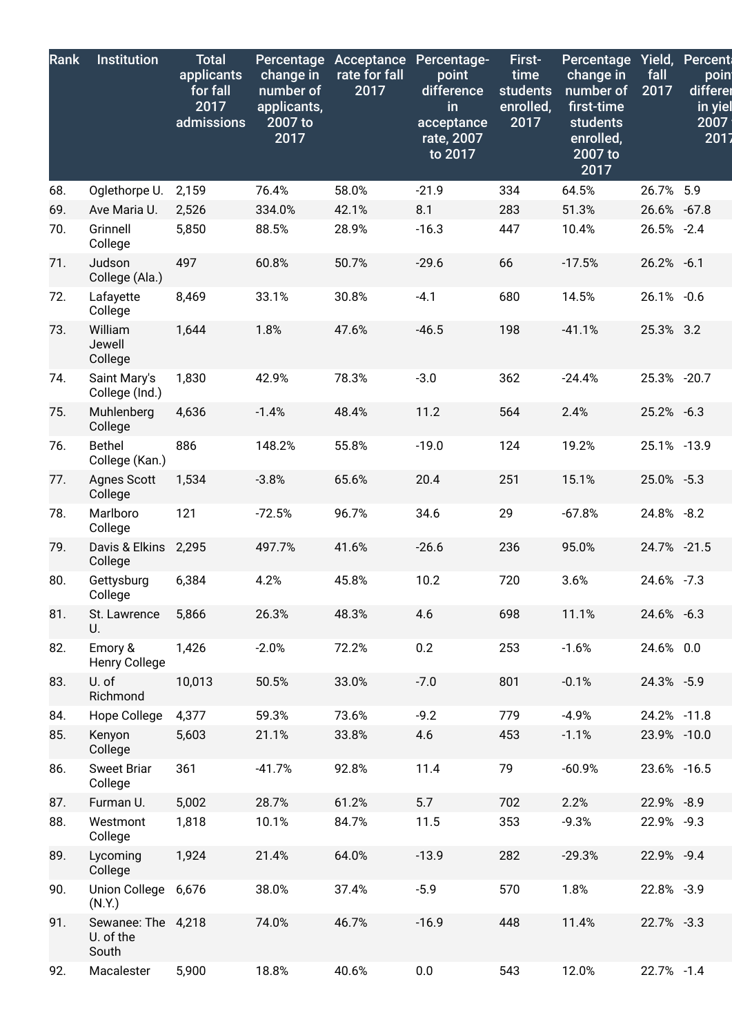| Rank | Institution | Total applicants for fall 2017 admissions | Percentage change in number of applicants, 2007 to 2017 | Acceptance rate for fall 2017 | Percentage-point difference in acceptance rate, 2007 to 2017 | First-time students enrolled, 2017 | Percentage change in number of first-time students enrolled, 2007 to 2017 | Yield, fall 2017 | Percentage-point difference in yield, 2007 to 2017 |
|---|---|---|---|---|---|---|---|---|---|
| 68. | Oglethorpe U. | 2,159 | 76.4% | 58.0% | -21.9 | 334 | 64.5% | 26.7% | 5.9 |
| 69. | Ave Maria U. | 2,526 | 334.0% | 42.1% | 8.1 | 283 | 51.3% | 26.6% | -67.8 |
| 70. | Grinnell College | 5,850 | 88.5% | 28.9% | -16.3 | 447 | 10.4% | 26.5% | -2.4 |
| 71. | Judson College (Ala.) | 497 | 60.8% | 50.7% | -29.6 | 66 | -17.5% | 26.2% | -6.1 |
| 72. | Lafayette College | 8,469 | 33.1% | 30.8% | -4.1 | 680 | 14.5% | 26.1% | -0.6 |
| 73. | William Jewell College | 1,644 | 1.8% | 47.6% | -46.5 | 198 | -41.1% | 25.3% | 3.2 |
| 74. | Saint Mary's College (Ind.) | 1,830 | 42.9% | 78.3% | -3.0 | 362 | -24.4% | 25.3% | -20.7 |
| 75. | Muhlenberg College | 4,636 | -1.4% | 48.4% | 11.2 | 564 | 2.4% | 25.2% | -6.3 |
| 76. | Bethel College (Kan.) | 886 | 148.2% | 55.8% | -19.0 | 124 | 19.2% | 25.1% | -13.9 |
| 77. | Agnes Scott College | 1,534 | -3.8% | 65.6% | 20.4 | 251 | 15.1% | 25.0% | -5.3 |
| 78. | Marlboro College | 121 | -72.5% | 96.7% | 34.6 | 29 | -67.8% | 24.8% | -8.2 |
| 79. | Davis & Elkins College | 2,295 | 497.7% | 41.6% | -26.6 | 236 | 95.0% | 24.7% | -21.5 |
| 80. | Gettysburg College | 6,384 | 4.2% | 45.8% | 10.2 | 720 | 3.6% | 24.6% | -7.3 |
| 81. | St. Lawrence U. | 5,866 | 26.3% | 48.3% | 4.6 | 698 | 11.1% | 24.6% | -6.3 |
| 82. | Emory & Henry College | 1,426 | -2.0% | 72.2% | 0.2 | 253 | -1.6% | 24.6% | 0.0 |
| 83. | U. of Richmond | 10,013 | 50.5% | 33.0% | -7.0 | 801 | -0.1% | 24.3% | -5.9 |
| 84. | Hope College | 4,377 | 59.3% | 73.6% | -9.2 | 779 | -4.9% | 24.2% | -11.8 |
| 85. | Kenyon College | 5,603 | 21.1% | 33.8% | 4.6 | 453 | -1.1% | 23.9% | -10.0 |
| 86. | Sweet Briar College | 361 | -41.7% | 92.8% | 11.4 | 79 | -60.9% | 23.6% | -16.5 |
| 87. | Furman U. | 5,002 | 28.7% | 61.2% | 5.7 | 702 | 2.2% | 22.9% | -8.9 |
| 88. | Westmont College | 1,818 | 10.1% | 84.7% | 11.5 | 353 | -9.3% | 22.9% | -9.3 |
| 89. | Lycoming College | 1,924 | 21.4% | 64.0% | -13.9 | 282 | -29.3% | 22.9% | -9.4 |
| 90. | Union College (N.Y.) | 6,676 | 38.0% | 37.4% | -5.9 | 570 | 1.8% | 22.8% | -3.9 |
| 91. | Sewanee: The U. of the South | 4,218 | 74.0% | 46.7% | -16.9 | 448 | 11.4% | 22.7% | -3.3 |
| 92. | Macalester | 5,900 | 18.8% | 40.6% | 0.0 | 543 | 12.0% | 22.7% | -1.4 |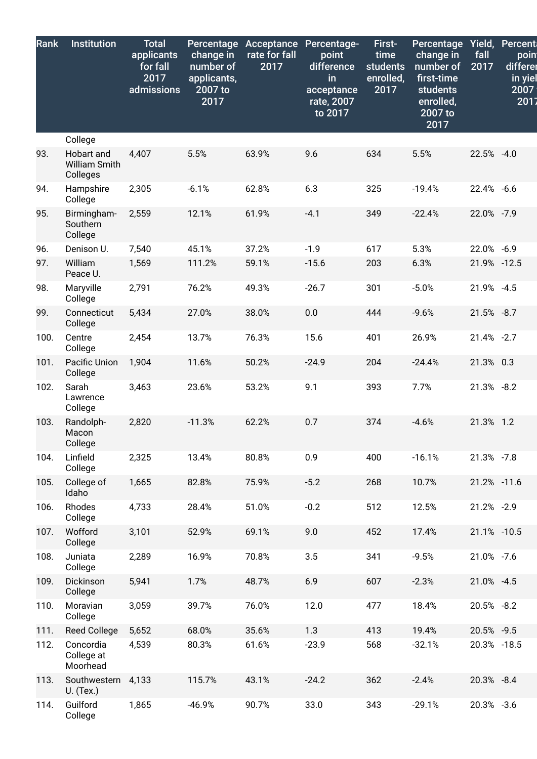| Rank | Institution | Total applicants for fall 2017 admissions | Percentage change in number of applicants, 2007 to 2017 | Acceptance rate for fall 2017 | Percentage-point difference in acceptance rate, 2007 to 2017 | First-time students enrolled, 2017 | Percentage change in number of first-time students enrolled, 2007 to 2017 | Yield, fall 2017 | Percentage-point difference in yield, 2007 to 2017 |
|---|---|---|---|---|---|---|---|---|---|
| | College | | | | | | | | |
| 93. | Hobart and William Smith Colleges | 4,407 | 5.5% | 63.9% | 9.6 | 634 | 5.5% | 22.5% | -4.0 |
| 94. | Hampshire College | 2,305 | -6.1% | 62.8% | 6.3 | 325 | -19.4% | 22.4% | -6.6 |
| 95. | Birmingham-Southern College | 2,559 | 12.1% | 61.9% | -4.1 | 349 | -22.4% | 22.0% | -7.9 |
| 96. | Denison U. | 7,540 | 45.1% | 37.2% | -1.9 | 617 | 5.3% | 22.0% | -6.9 |
| 97. | William Peace U. | 1,569 | 111.2% | 59.1% | -15.6 | 203 | 6.3% | 21.9% | -12.5 |
| 98. | Maryville College | 2,791 | 76.2% | 49.3% | -26.7 | 301 | -5.0% | 21.9% | -4.5 |
| 99. | Connecticut College | 5,434 | 27.0% | 38.0% | 0.0 | 444 | -9.6% | 21.5% | -8.7 |
| 100. | Centre College | 2,454 | 13.7% | 76.3% | 15.6 | 401 | 26.9% | 21.4% | -2.7 |
| 101. | Pacific Union College | 1,904 | 11.6% | 50.2% | -24.9 | 204 | -24.4% | 21.3% | 0.3 |
| 102. | Sarah Lawrence College | 3,463 | 23.6% | 53.2% | 9.1 | 393 | 7.7% | 21.3% | -8.2 |
| 103. | Randolph-Macon College | 2,820 | -11.3% | 62.2% | 0.7 | 374 | -4.6% | 21.3% | 1.2 |
| 104. | Linfield College | 2,325 | 13.4% | 80.8% | 0.9 | 400 | -16.1% | 21.3% | -7.8 |
| 105. | College of Idaho | 1,665 | 82.8% | 75.9% | -5.2 | 268 | 10.7% | 21.2% | -11.6 |
| 106. | Rhodes College | 4,733 | 28.4% | 51.0% | -0.2 | 512 | 12.5% | 21.2% | -2.9 |
| 107. | Wofford College | 3,101 | 52.9% | 69.1% | 9.0 | 452 | 17.4% | 21.1% | -10.5 |
| 108. | Juniata College | 2,289 | 16.9% | 70.8% | 3.5 | 341 | -9.5% | 21.0% | -7.6 |
| 109. | Dickinson College | 5,941 | 1.7% | 48.7% | 6.9 | 607 | -2.3% | 21.0% | -4.5 |
| 110. | Moravian College | 3,059 | 39.7% | 76.0% | 12.0 | 477 | 18.4% | 20.5% | -8.2 |
| 111. | Reed College | 5,652 | 68.0% | 35.6% | 1.3 | 413 | 19.4% | 20.5% | -9.5 |
| 112. | Concordia College at Moorhead | 4,539 | 80.3% | 61.6% | -23.9 | 568 | -32.1% | 20.3% | -18.5 |
| 113. | Southwestern U. (Tex.) | 4,133 | 115.7% | 43.1% | -24.2 | 362 | -2.4% | 20.3% | -8.4 |
| 114. | Guilford College | 1,865 | -46.9% | 90.7% | 33.0 | 343 | -29.1% | 20.3% | -3.6 |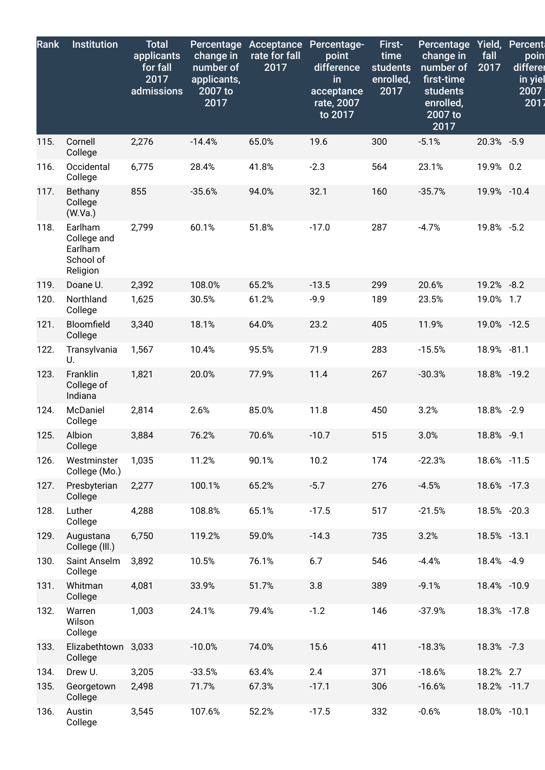| Rank | Institution | Total applicants for fall 2017 admissions | Percentage change in number of applicants, 2007 to 2017 | Acceptance rate for fall 2017 | Percentage-point difference in acceptance rate, 2007 to 2017 | First-time students enrolled, 2017 | Percentage change in number of first-time students enrolled, 2007 to 2017 | Yield, fall 2017 | Percentage-point difference in yield, 2007 to 2017 |
|---|---|---|---|---|---|---|---|---|---|
| 115. | Cornell College | 2,276 | -14.4% | 65.0% | 19.6 | 300 | -5.1% | 20.3% | -5.9 |
| 116. | Occidental College | 6,775 | 28.4% | 41.8% | -2.3 | 564 | 23.1% | 19.9% | 0.2 |
| 117. | Bethany College (W.Va.) | 855 | -35.6% | 94.0% | 32.1 | 160 | -35.7% | 19.9% | -10.4 |
| 118. | Earlham College and Earlham School of Religion | 2,799 | 60.1% | 51.8% | -17.0 | 287 | -4.7% | 19.8% | -5.2 |
| 119. | Doane U. | 2,392 | 108.0% | 65.2% | -13.5 | 299 | 20.6% | 19.2% | -8.2 |
| 120. | Northland College | 1,625 | 30.5% | 61.2% | -9.9 | 189 | 23.5% | 19.0% | 1.7 |
| 121. | Bloomfield College | 3,340 | 18.1% | 64.0% | 23.2 | 405 | 11.9% | 19.0% | -12.5 |
| 122. | Transylvania U. | 1,567 | 10.4% | 95.5% | 71.9 | 283 | -15.5% | 18.9% | -81.1 |
| 123. | Franklin College of Indiana | 1,821 | 20.0% | 77.9% | 11.4 | 267 | -30.3% | 18.8% | -19.2 |
| 124. | McDaniel College | 2,814 | 2.6% | 85.0% | 11.8 | 450 | 3.2% | 18.8% | -2.9 |
| 125. | Albion College | 3,884 | 76.2% | 70.6% | -10.7 | 515 | 3.0% | 18.8% | -9.1 |
| 126. | Westminster College (Mo.) | 1,035 | 11.2% | 90.1% | 10.2 | 174 | -22.3% | 18.6% | -11.5 |
| 127. | Presbyterian College | 2,277 | 100.1% | 65.2% | -5.7 | 276 | -4.5% | 18.6% | -17.3 |
| 128. | Luther College | 4,288 | 108.8% | 65.1% | -17.5 | 517 | -21.5% | 18.5% | -20.3 |
| 129. | Augustana College (Ill.) | 6,750 | 119.2% | 59.0% | -14.3 | 735 | 3.2% | 18.5% | -13.1 |
| 130. | Saint Anselm College | 3,892 | 10.5% | 76.1% | 6.7 | 546 | -4.4% | 18.4% | -4.9 |
| 131. | Whitman College | 4,081 | 33.9% | 51.7% | 3.8 | 389 | -9.1% | 18.4% | -10.9 |
| 132. | Warren Wilson College | 1,003 | 24.1% | 79.4% | -1.2 | 146 | -37.9% | 18.3% | -17.8 |
| 133. | Elizabethtown College | 3,033 | -10.0% | 74.0% | 15.6 | 411 | -18.3% | 18.3% | -7.3 |
| 134. | Drew U. | 3,205 | -33.5% | 63.4% | 2.4 | 371 | -18.6% | 18.2% | 2.7 |
| 135. | Georgetown College | 2,498 | 71.7% | 67.3% | -17.1 | 306 | -16.6% | 18.2% | -11.7 |
| 136. | Austin College | 3,545 | 107.6% | 52.2% | -17.5 | 332 | -0.6% | 18.0% | -10.1 |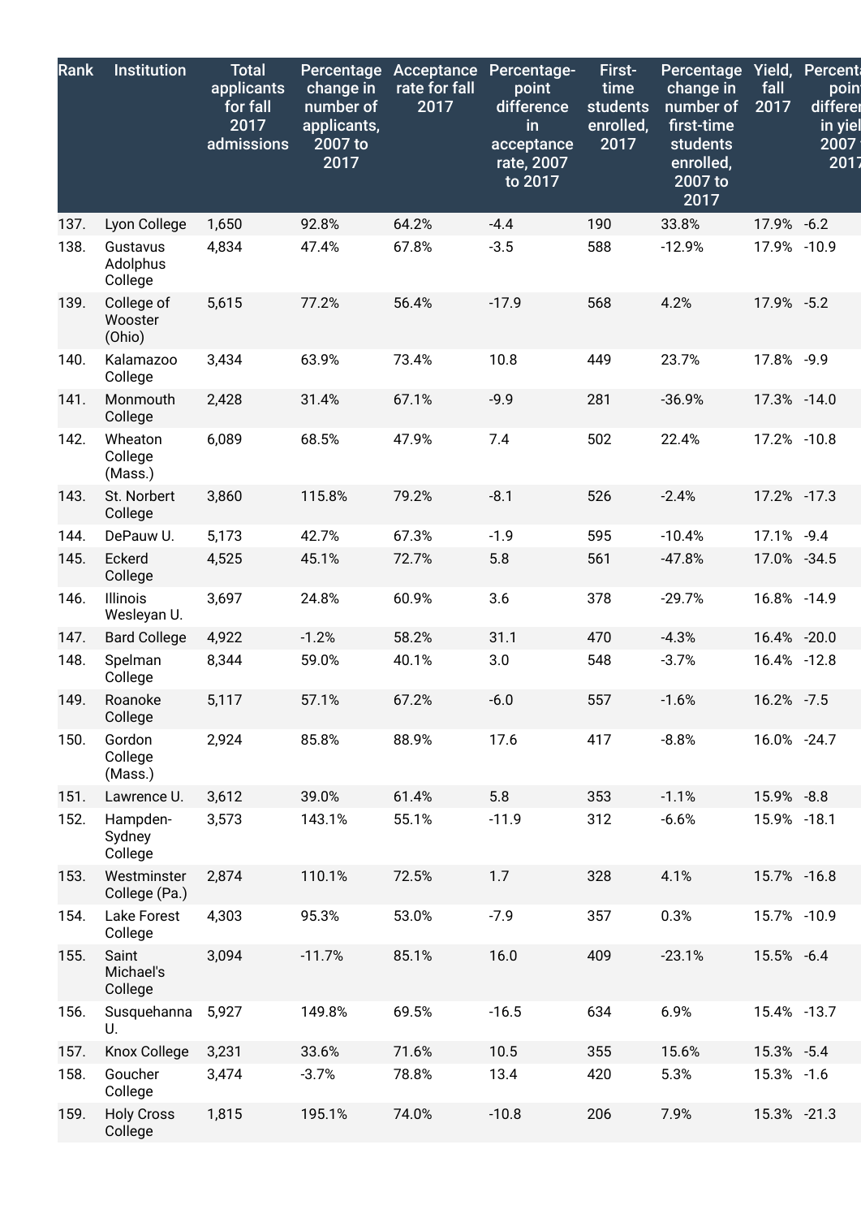| Rank | Institution | Total applicants for fall 2017 admissions | Percentage change in number of applicants, 2007 to 2017 | Acceptance rate for fall 2017 | Percentage-point difference in acceptance rate, 2007 to 2017 | First-time students enrolled, 2017 | Percentage change in number of first-time students enrolled, 2007 to 2017 | Yield, fall 2017 | Percentage-point difference in yield, 2007 to 2017 |
|---|---|---|---|---|---|---|---|---|---|
| 137. | Lyon College | 1,650 | 92.8% | 64.2% | -4.4 | 190 | 33.8% | 17.9% | -6.2 |
| 138. | Gustavus Adolphus College | 4,834 | 47.4% | 67.8% | -3.5 | 588 | -12.9% | 17.9% | -10.9 |
| 139. | College of Wooster (Ohio) | 5,615 | 77.2% | 56.4% | -17.9 | 568 | 4.2% | 17.9% | -5.2 |
| 140. | Kalamazoo College | 3,434 | 63.9% | 73.4% | 10.8 | 449 | 23.7% | 17.8% | -9.9 |
| 141. | Monmouth College | 2,428 | 31.4% | 67.1% | -9.9 | 281 | -36.9% | 17.3% | -14.0 |
| 142. | Wheaton College (Mass.) | 6,089 | 68.5% | 47.9% | 7.4 | 502 | 22.4% | 17.2% | -10.8 |
| 143. | St. Norbert College | 3,860 | 115.8% | 79.2% | -8.1 | 526 | -2.4% | 17.2% | -17.3 |
| 144. | DePauw U. | 5,173 | 42.7% | 67.3% | -1.9 | 595 | -10.4% | 17.1% | -9.4 |
| 145. | Eckerd College | 4,525 | 45.1% | 72.7% | 5.8 | 561 | -47.8% | 17.0% | -34.5 |
| 146. | Illinois Wesleyan U. | 3,697 | 24.8% | 60.9% | 3.6 | 378 | -29.7% | 16.8% | -14.9 |
| 147. | Bard College | 4,922 | -1.2% | 58.2% | 31.1 | 470 | -4.3% | 16.4% | -20.0 |
| 148. | Spelman College | 8,344 | 59.0% | 40.1% | 3.0 | 548 | -3.7% | 16.4% | -12.8 |
| 149. | Roanoke College | 5,117 | 57.1% | 67.2% | -6.0 | 557 | -1.6% | 16.2% | -7.5 |
| 150. | Gordon College (Mass.) | 2,924 | 85.8% | 88.9% | 17.6 | 417 | -8.8% | 16.0% | -24.7 |
| 151. | Lawrence U. | 3,612 | 39.0% | 61.4% | 5.8 | 353 | -1.1% | 15.9% | -8.8 |
| 152. | Hampden-Sydney College | 3,573 | 143.1% | 55.1% | -11.9 | 312 | -6.6% | 15.9% | -18.1 |
| 153. | Westminster College (Pa.) | 2,874 | 110.1% | 72.5% | 1.7 | 328 | 4.1% | 15.7% | -16.8 |
| 154. | Lake Forest College | 4,303 | 95.3% | 53.0% | -7.9 | 357 | 0.3% | 15.7% | -10.9 |
| 155. | Saint Michael's College | 3,094 | -11.7% | 85.1% | 16.0 | 409 | -23.1% | 15.5% | -6.4 |
| 156. | Susquehanna U. | 5,927 | 149.8% | 69.5% | -16.5 | 634 | 6.9% | 15.4% | -13.7 |
| 157. | Knox College | 3,231 | 33.6% | 71.6% | 10.5 | 355 | 15.6% | 15.3% | -5.4 |
| 158. | Goucher College | 3,474 | -3.7% | 78.8% | 13.4 | 420 | 5.3% | 15.3% | -1.6 |
| 159. | Holy Cross College | 1,815 | 195.1% | 74.0% | -10.8 | 206 | 7.9% | 15.3% | -21.3 |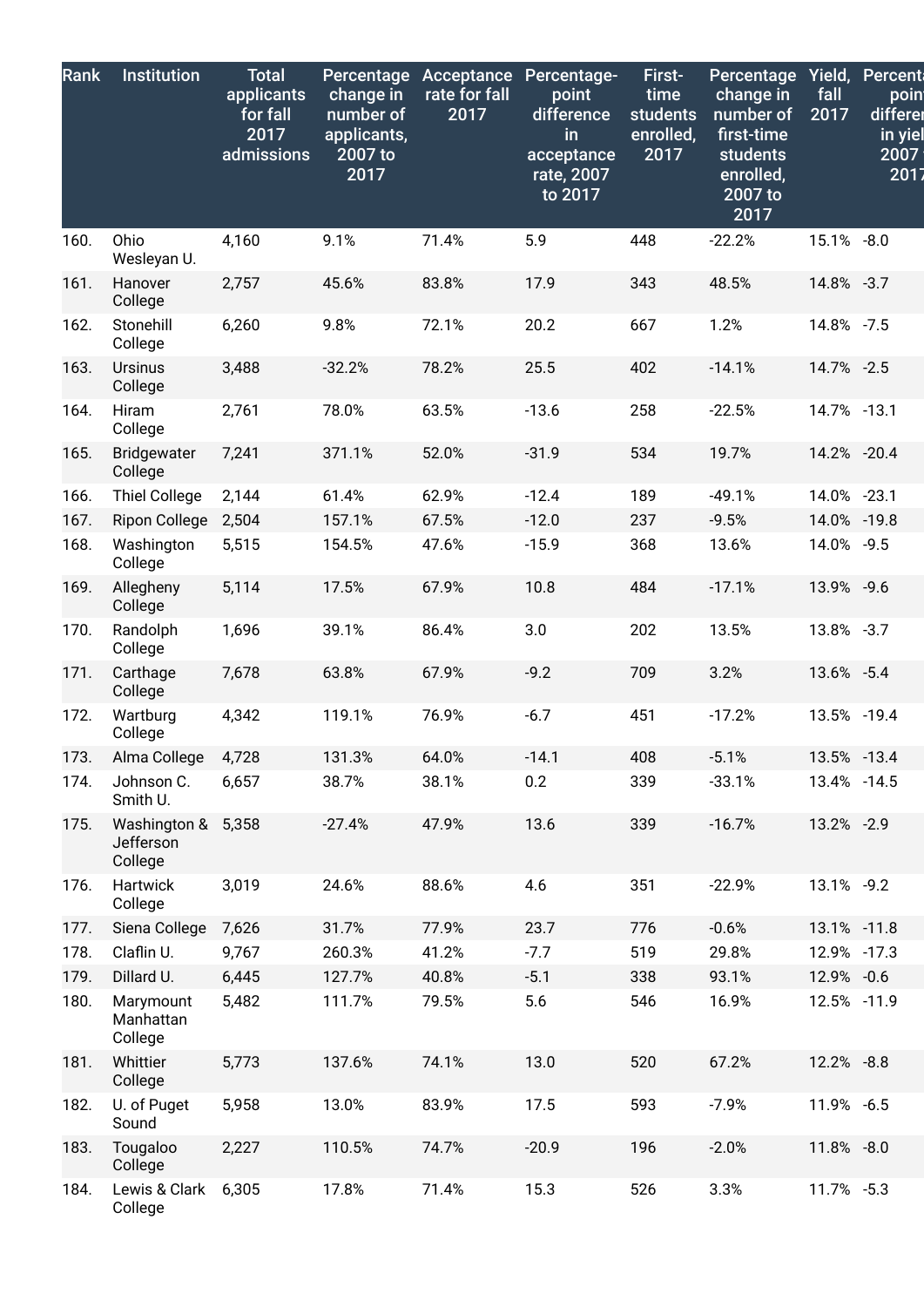| Rank | Institution | Total applicants for fall 2017 admissions | Percentage change in number of applicants, 2007 to 2017 | Acceptance rate for fall 2017 | Percentage-point difference in acceptance rate, 2007 to 2017 | First-time students enrolled, 2017 | Percentage change in number of first-time students enrolled, 2007 to 2017 | Yield, fall 2017 | Percentage-point difference in yield, 2007 to 2017 |
|---|---|---|---|---|---|---|---|---|---|
| 160. | Ohio Wesleyan U. | 4,160 | 9.1% | 71.4% | 5.9 | 448 | -22.2% | 15.1% | -8.0 |
| 161. | Hanover College | 2,757 | 45.6% | 83.8% | 17.9 | 343 | 48.5% | 14.8% | -3.7 |
| 162. | Stonehill College | 6,260 | 9.8% | 72.1% | 20.2 | 667 | 1.2% | 14.8% | -7.5 |
| 163. | Ursinus College | 3,488 | -32.2% | 78.2% | 25.5 | 402 | -14.1% | 14.7% | -2.5 |
| 164. | Hiram College | 2,761 | 78.0% | 63.5% | -13.6 | 258 | -22.5% | 14.7% | -13.1 |
| 165. | Bridgewater College | 7,241 | 371.1% | 52.0% | -31.9 | 534 | 19.7% | 14.2% | -20.4 |
| 166. | Thiel College | 2,144 | 61.4% | 62.9% | -12.4 | 189 | -49.1% | 14.0% | -23.1 |
| 167. | Ripon College | 2,504 | 157.1% | 67.5% | -12.0 | 237 | -9.5% | 14.0% | -19.8 |
| 168. | Washington College | 5,515 | 154.5% | 47.6% | -15.9 | 368 | 13.6% | 14.0% | -9.5 |
| 169. | Allegheny College | 5,114 | 17.5% | 67.9% | 10.8 | 484 | -17.1% | 13.9% | -9.6 |
| 170. | Randolph College | 1,696 | 39.1% | 86.4% | 3.0 | 202 | 13.5% | 13.8% | -3.7 |
| 171. | Carthage College | 7,678 | 63.8% | 67.9% | -9.2 | 709 | 3.2% | 13.6% | -5.4 |
| 172. | Wartburg College | 4,342 | 119.1% | 76.9% | -6.7 | 451 | -17.2% | 13.5% | -19.4 |
| 173. | Alma College | 4,728 | 131.3% | 64.0% | -14.1 | 408 | -5.1% | 13.5% | -13.4 |
| 174. | Johnson C. Smith U. | 6,657 | 38.7% | 38.1% | 0.2 | 339 | -33.1% | 13.4% | -14.5 |
| 175. | Washington & Jefferson College | 5,358 | -27.4% | 47.9% | 13.6 | 339 | -16.7% | 13.2% | -2.9 |
| 176. | Hartwick College | 3,019 | 24.6% | 88.6% | 4.6 | 351 | -22.9% | 13.1% | -9.2 |
| 177. | Siena College | 7,626 | 31.7% | 77.9% | 23.7 | 776 | -0.6% | 13.1% | -11.8 |
| 178. | Claflin U. | 9,767 | 260.3% | 41.2% | -7.7 | 519 | 29.8% | 12.9% | -17.3 |
| 179. | Dillard U. | 6,445 | 127.7% | 40.8% | -5.1 | 338 | 93.1% | 12.9% | -0.6 |
| 180. | Marymount Manhattan College | 5,482 | 111.7% | 79.5% | 5.6 | 546 | 16.9% | 12.5% | -11.9 |
| 181. | Whittier College | 5,773 | 137.6% | 74.1% | 13.0 | 520 | 67.2% | 12.2% | -8.8 |
| 182. | U. of Puget Sound | 5,958 | 13.0% | 83.9% | 17.5 | 593 | -7.9% | 11.9% | -6.5 |
| 183. | Tougaloo College | 2,227 | 110.5% | 74.7% | -20.9 | 196 | -2.0% | 11.8% | -8.0 |
| 184. | Lewis & Clark College | 6,305 | 17.8% | 71.4% | 15.3 | 526 | 3.3% | 11.7% | -5.3 |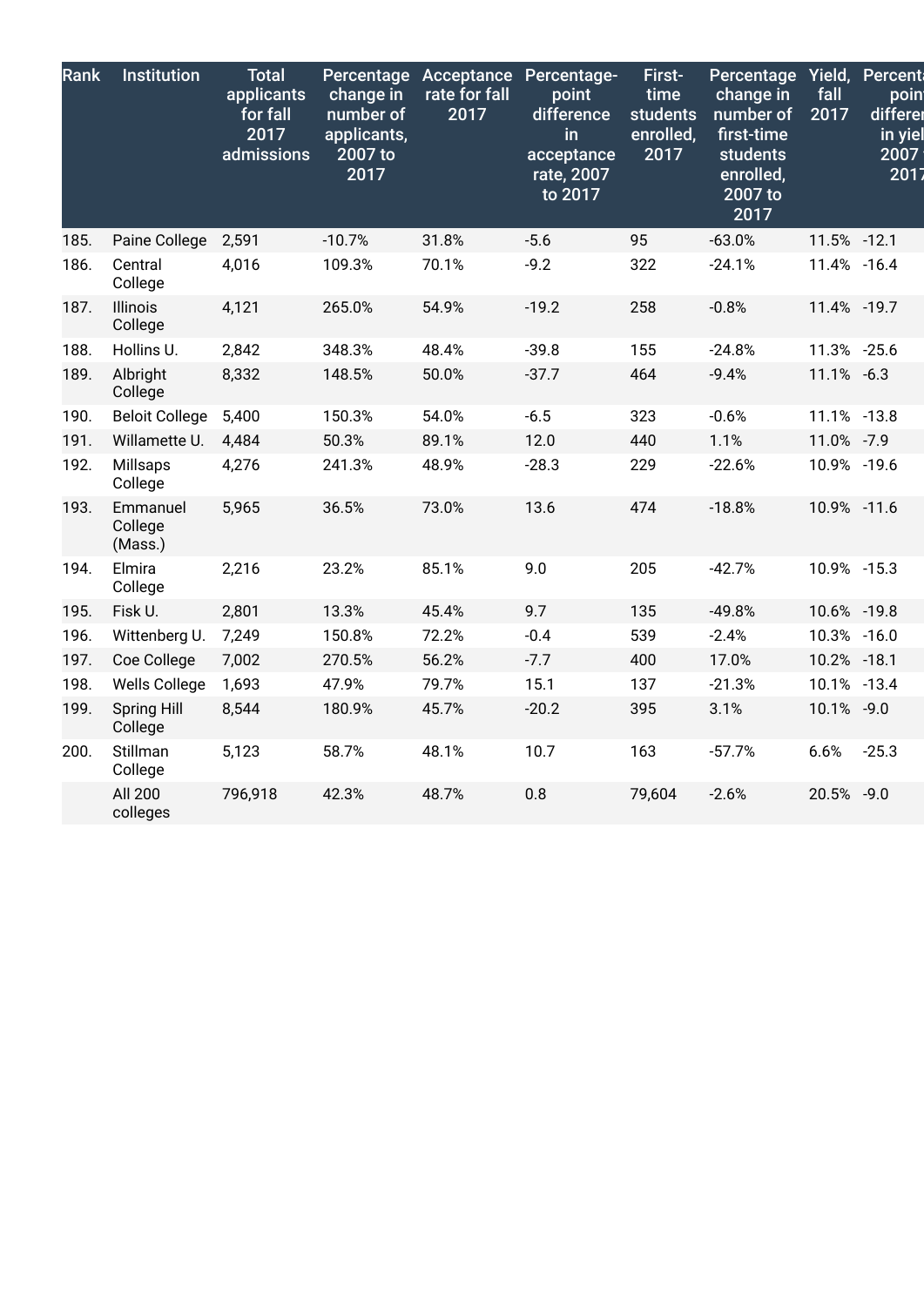| Rank | Institution | Total applicants for fall 2017 admissions | Percentage change in number of applicants, 2007 to 2017 | Acceptance rate for fall 2017 | Percentage-point difference in acceptance rate, 2007 to 2017 | First-time students enrolled, 2017 | Percentage change in number of first-time students enrolled, 2007 to 2017 | Yield, fall 2017 | Percentage-point difference in yield, 2007 to 2017 |
|---|---|---|---|---|---|---|---|---|---|
| 185. | Paine College | 2,591 | -10.7% | 31.8% | -5.6 | 95 | -63.0% | 11.5% | -12.1 |
| 186. | Central College | 4,016 | 109.3% | 70.1% | -9.2 | 322 | -24.1% | 11.4% | -16.4 |
| 187. | Illinois College | 4,121 | 265.0% | 54.9% | -19.2 | 258 | -0.8% | 11.4% | -19.7 |
| 188. | Hollins U. | 2,842 | 348.3% | 48.4% | -39.8 | 155 | -24.8% | 11.3% | -25.6 |
| 189. | Albright College | 8,332 | 148.5% | 50.0% | -37.7 | 464 | -9.4% | 11.1% | -6.3 |
| 190. | Beloit College | 5,400 | 150.3% | 54.0% | -6.5 | 323 | -0.6% | 11.1% | -13.8 |
| 191. | Willamette U. | 4,484 | 50.3% | 89.1% | 12.0 | 440 | 1.1% | 11.0% | -7.9 |
| 192. | Millsaps College | 4,276 | 241.3% | 48.9% | -28.3 | 229 | -22.6% | 10.9% | -19.6 |
| 193. | Emmanuel College (Mass.) | 5,965 | 36.5% | 73.0% | 13.6 | 474 | -18.8% | 10.9% | -11.6 |
| 194. | Elmira College | 2,216 | 23.2% | 85.1% | 9.0 | 205 | -42.7% | 10.9% | -15.3 |
| 195. | Fisk U. | 2,801 | 13.3% | 45.4% | 9.7 | 135 | -49.8% | 10.6% | -19.8 |
| 196. | Wittenberg U. | 7,249 | 150.8% | 72.2% | -0.4 | 539 | -2.4% | 10.3% | -16.0 |
| 197. | Coe College | 7,002 | 270.5% | 56.2% | -7.7 | 400 | 17.0% | 10.2% | -18.1 |
| 198. | Wells College | 1,693 | 47.9% | 79.7% | 15.1 | 137 | -21.3% | 10.1% | -13.4 |
| 199. | Spring Hill College | 8,544 | 180.9% | 45.7% | -20.2 | 395 | 3.1% | 10.1% | -9.0 |
| 200. | Stillman College | 5,123 | 58.7% | 48.1% | 10.7 | 163 | -57.7% | 6.6% | -25.3 |
| | All 200 colleges | 796,918 | 42.3% | 48.7% | 0.8 | 79,604 | -2.6% | 20.5% | -9.0 |